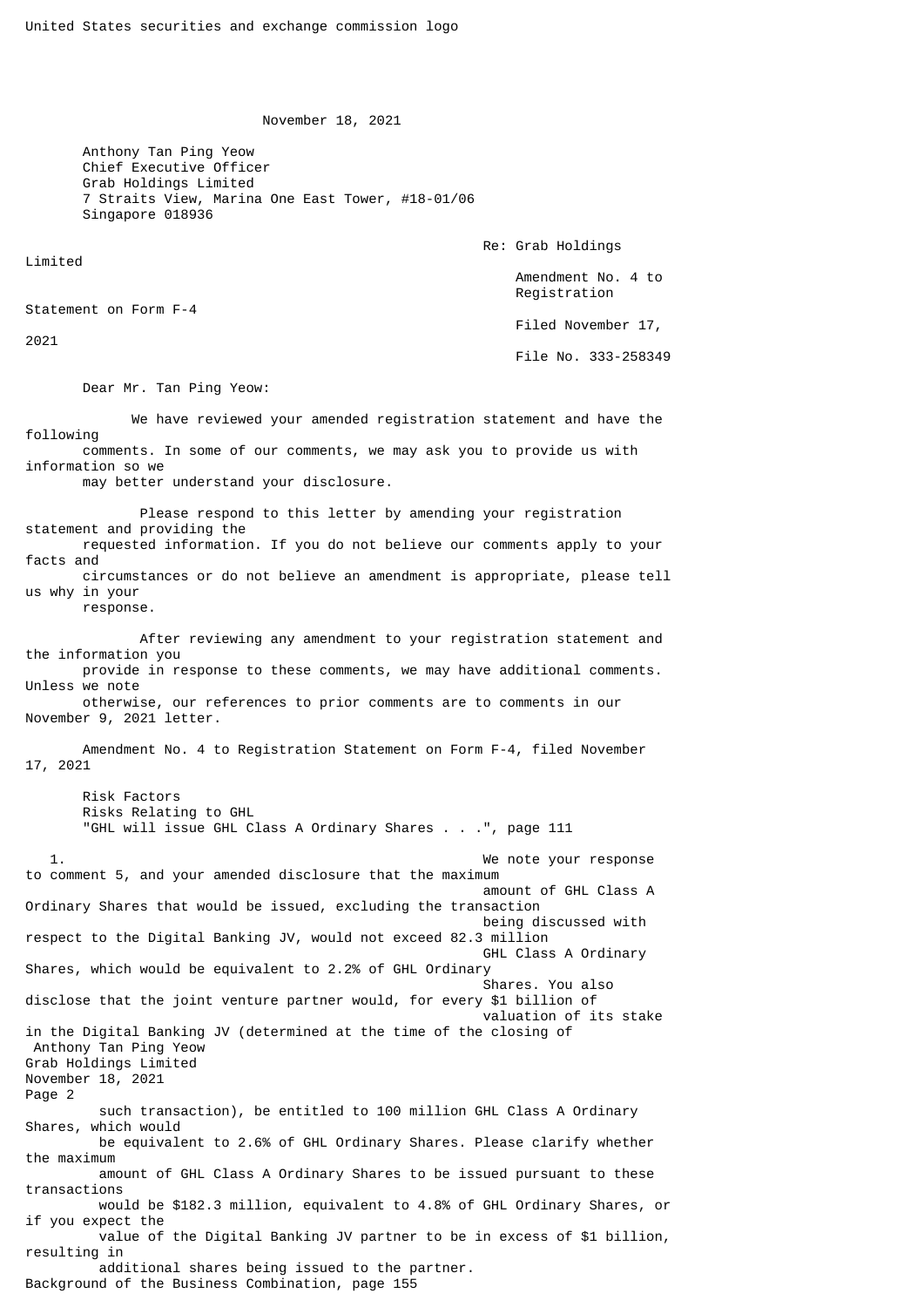United States securities and exchange commission logo

November 18, 2021

Anthony Tan Ping Yeow
Chief Executive Officer
Grab Holdings Limited
7 Straits View, Marina One East Tower, #18-01/06
Singapore 018936

Re: Grab Holdings Limited
Amendment No. 4 to Registration Statement on Form F-4
Filed November 17, 2021
File No. 333-258349

Dear Mr. Tan Ping Yeow:

We have reviewed your amended registration statement and have the following comments. In some of our comments, we may ask you to provide us with information so we may better understand your disclosure.

Please respond to this letter by amending your registration statement and providing the requested information. If you do not believe our comments apply to your facts and circumstances or do not believe an amendment is appropriate, please tell us why in your response.

After reviewing any amendment to your registration statement and the information you provide in response to these comments, we may have additional comments. Unless we note otherwise, our references to prior comments are to comments in our November 9, 2021 letter.

Amendment No. 4 to Registration Statement on Form F-4, filed November 17, 2021

Risk Factors
Risks Relating to GHL
"GHL will issue GHL Class A Ordinary Shares . . .", page 111

1. We note your response to comment 5, and your amended disclosure that the maximum amount of GHL Class A Ordinary Shares that would be issued, excluding the transaction being discussed with respect to the Digital Banking JV, would not exceed 82.3 million GHL Class A Ordinary Shares, which would be equivalent to 2.2% of GHL Ordinary Shares. You also disclose that the joint venture partner would, for every $1 billion of valuation of its stake in the Digital Banking JV (determined at the time of the closing of such transaction), be entitled to 100 million GHL Class A Ordinary Shares, which would be equivalent to 2.6% of GHL Ordinary Shares. Please clarify whether the maximum amount of GHL Class A Ordinary Shares to be issued pursuant to these transactions would be $182.3 million, equivalent to 4.8% of GHL Ordinary Shares, or if you expect the value of the Digital Banking JV partner to be in excess of $1 billion, resulting in additional shares being issued to the partner.

Background of the Business Combination, page 155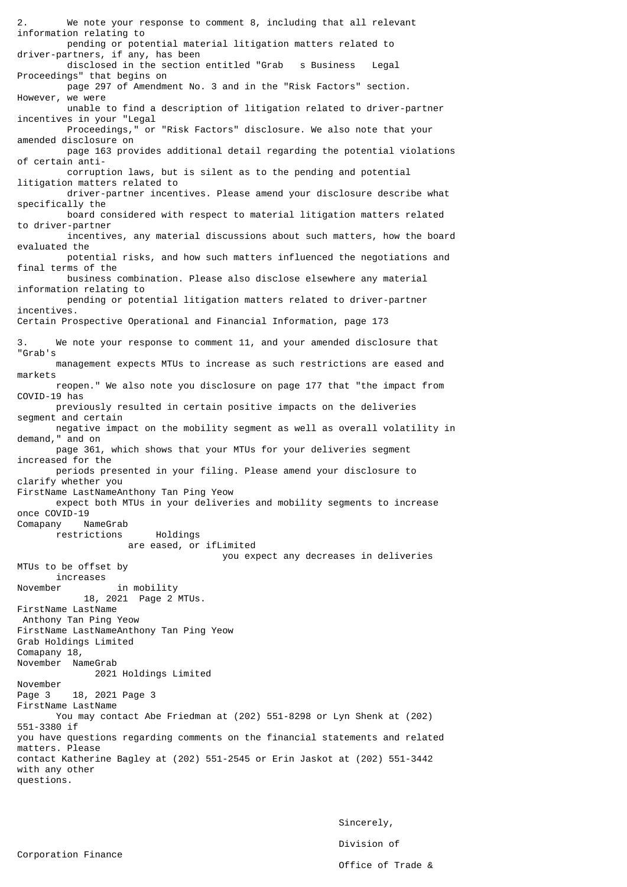2. We note your response to comment 8, including that all relevant information relating to pending or potential material litigation matters related to driver-partners, if any, has been disclosed in the section entitled "Grab's Business Legal Proceedings" that begins on page 297 of Amendment No. 3 and in the "Risk Factors" section. However, we were unable to find a description of litigation related to driver-partner incentives in your "Legal Proceedings," or "Risk Factors" disclosure. We also note that your amended disclosure on page 163 provides additional detail regarding the potential violations of certain anti-corruption laws, but is silent as to the pending and potential litigation matters related to driver-partner incentives. Please amend your disclosure describe what specifically the board considered with respect to material litigation matters related to driver-partner incentives, any material discussions about such matters, how the board evaluated the potential risks, and how such matters influenced the negotiations and final terms of the business combination. Please also disclose elsewhere any material information relating to pending or potential litigation matters related to driver-partner incentives.

Certain Prospective Operational and Financial Information, page 173

3. We note your response to comment 11, and your amended disclosure that "Grab's management expects MTUs to increase as such restrictions are eased and markets reopen." We also note you disclosure on page 177 that "the impact from COVID-19 has previously resulted in certain positive impacts on the deliveries segment and certain negative impact on the mobility segment as well as overall volatility in demand," and on page 361, which shows that your MTUs for your deliveries segment increased for the periods presented in your filing. Please amend your disclosure to clarify whether you expect both MTUs in your deliveries and mobility segments to increase once COVID-19 restrictions are eased, or if you expect any decreases in deliveries MTUs to be offset by increases in mobility MTUs.

You may contact Abe Friedman at (202) 551-8298 or Lyn Shenk at (202) 551-3380 if you have questions regarding comments on the financial statements and related matters. Please contact Katherine Bagley at (202) 551-2545 or Erin Jaskot at (202) 551-3442 with any other questions.

Sincerely,

Division of Corporation Finance

Office of Trade &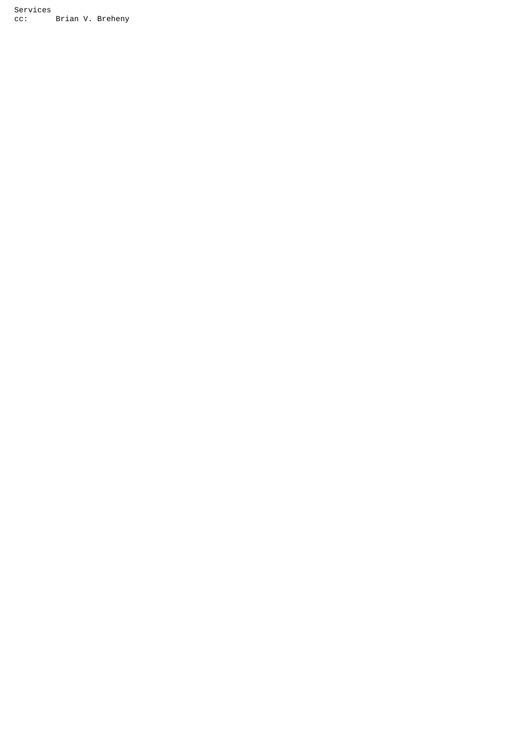Services
cc:      Brian V. Breheny